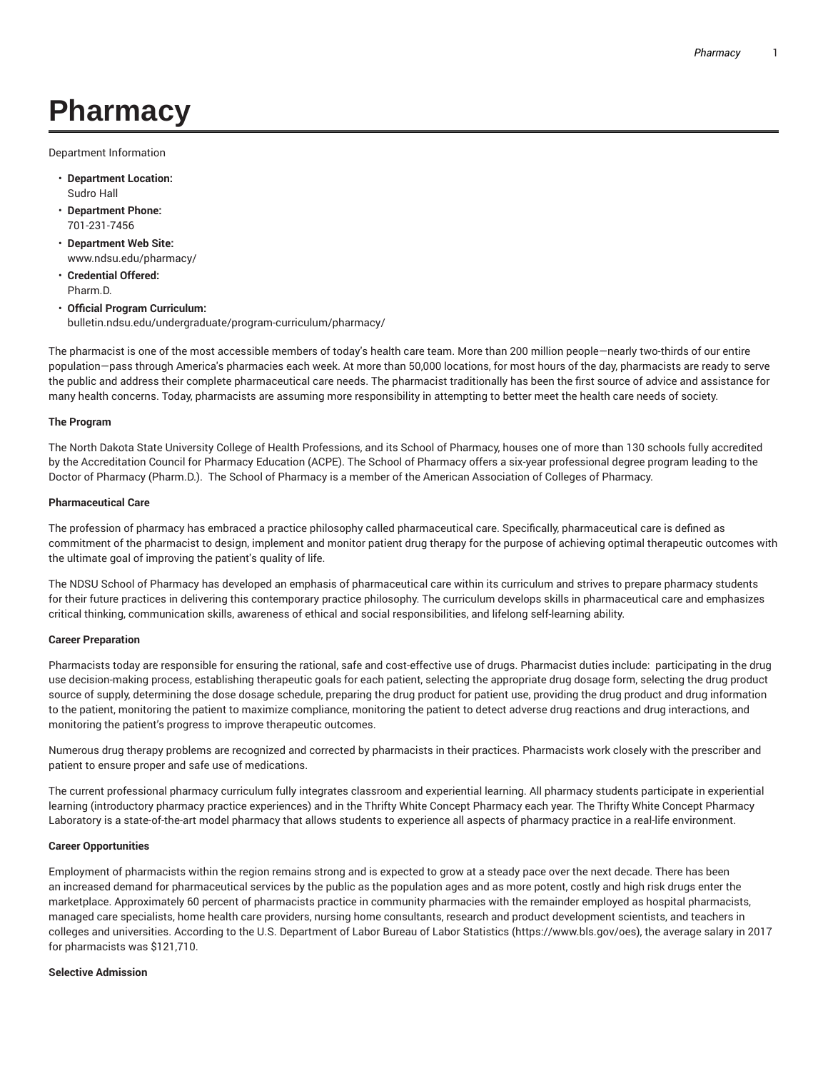# Pharmacy

Department Information

- **Department Location:**
  Sudro Hall
- **Department Phone:**
  701-231-7456
- **Department Web Site:**
  www.ndsu.edu/pharmacy/
- **Credential Offered:**
  Pharm.D.
- **Official Program Curriculum:**
  bulletin.ndsu.edu/undergraduate/program-curriculum/pharmacy/

The pharmacist is one of the most accessible members of today's health care team. More than 200 million people—nearly two-thirds of our entire population—pass through America's pharmacies each week. At more than 50,000 locations, for most hours of the day, pharmacists are ready to serve the public and address their complete pharmaceutical care needs. The pharmacist traditionally has been the first source of advice and assistance for many health concerns. Today, pharmacists are assuming more responsibility in attempting to better meet the health care needs of society.

**The Program**

The North Dakota State University College of Health Professions, and its School of Pharmacy, houses one of more than 130 schools fully accredited by the Accreditation Council for Pharmacy Education (ACPE). The School of Pharmacy offers a six-year professional degree program leading to the Doctor of Pharmacy (Pharm.D.). The School of Pharmacy is a member of the American Association of Colleges of Pharmacy.

**Pharmaceutical Care**

The profession of pharmacy has embraced a practice philosophy called pharmaceutical care. Specifically, pharmaceutical care is defined as commitment of the pharmacist to design, implement and monitor patient drug therapy for the purpose of achieving optimal therapeutic outcomes with the ultimate goal of improving the patient's quality of life.

The NDSU School of Pharmacy has developed an emphasis of pharmaceutical care within its curriculum and strives to prepare pharmacy students for their future practices in delivering this contemporary practice philosophy. The curriculum develops skills in pharmaceutical care and emphasizes critical thinking, communication skills, awareness of ethical and social responsibilities, and lifelong self-learning ability.

**Career Preparation**

Pharmacists today are responsible for ensuring the rational, safe and cost-effective use of drugs. Pharmacist duties include: participating in the drug use decision-making process, establishing therapeutic goals for each patient, selecting the appropriate drug dosage form, selecting the drug product source of supply, determining the dose dosage schedule, preparing the drug product for patient use, providing the drug product and drug information to the patient, monitoring the patient to maximize compliance, monitoring the patient to detect adverse drug reactions and drug interactions, and monitoring the patient's progress to improve therapeutic outcomes.

Numerous drug therapy problems are recognized and corrected by pharmacists in their practices. Pharmacists work closely with the prescriber and patient to ensure proper and safe use of medications.

The current professional pharmacy curriculum fully integrates classroom and experiential learning. All pharmacy students participate in experiential learning (introductory pharmacy practice experiences) and in the Thrifty White Concept Pharmacy each year. The Thrifty White Concept Pharmacy Laboratory is a state-of-the-art model pharmacy that allows students to experience all aspects of pharmacy practice in a real-life environment.

**Career Opportunities**

Employment of pharmacists within the region remains strong and is expected to grow at a steady pace over the next decade. There has been an increased demand for pharmaceutical services by the public as the population ages and as more potent, costly and high risk drugs enter the marketplace. Approximately 60 percent of pharmacists practice in community pharmacies with the remainder employed as hospital pharmacists, managed care specialists, home health care providers, nursing home consultants, research and product development scientists, and teachers in colleges and universities. According to the U.S. Department of Labor Bureau of Labor Statistics (https://www.bls.gov/oes), the average salary in 2017 for pharmacists was $121,710.

**Selective Admission**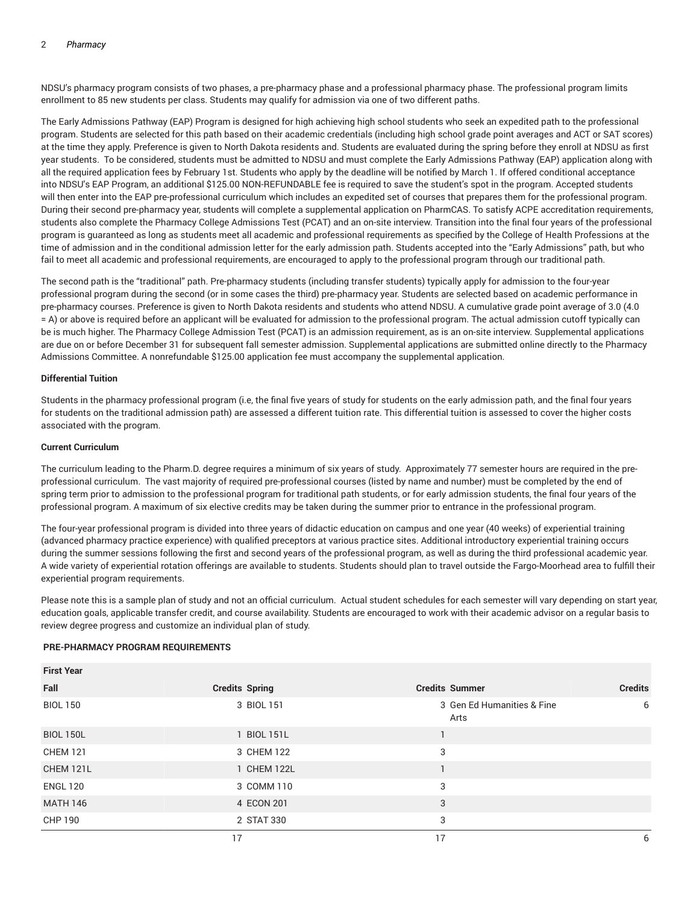NDSU's pharmacy program consists of two phases, a pre-pharmacy phase and a professional pharmacy phase. The professional program limits enrollment to 85 new students per class. Students may qualify for admission via one of two different paths.

The Early Admissions Pathway (EAP) Program is designed for high achieving high school students who seek an expedited path to the professional program. Students are selected for this path based on their academic credentials (including high school grade point averages and ACT or SAT scores) at the time they apply. Preference is given to North Dakota residents and. Students are evaluated during the spring before they enroll at NDSU as first year students. To be considered, students must be admitted to NDSU and must complete the Early Admissions Pathway (EAP) application along with all the required application fees by February 1st. Students who apply by the deadline will be notified by March 1. If offered conditional acceptance into NDSU's EAP Program, an additional $125.00 NON-REFUNDABLE fee is required to save the student's spot in the program. Accepted students will then enter into the EAP pre-professional curriculum which includes an expedited set of courses that prepares them for the professional program. During their second pre-pharmacy year, students will complete a supplemental application on PharmCAS. To satisfy ACPE accreditation requirements, students also complete the Pharmacy College Admissions Test (PCAT) and an on-site interview. Transition into the final four years of the professional program is guaranteed as long as students meet all academic and professional requirements as specified by the College of Health Professions at the time of admission and in the conditional admission letter for the early admission path. Students accepted into the "Early Admissions" path, but who fail to meet all academic and professional requirements, are encouraged to apply to the professional program through our traditional path.

The second path is the "traditional" path. Pre-pharmacy students (including transfer students) typically apply for admission to the four-year professional program during the second (or in some cases the third) pre-pharmacy year. Students are selected based on academic performance in pre-pharmacy courses. Preference is given to North Dakota residents and students who attend NDSU. A cumulative grade point average of 3.0 (4.0 = A) or above is required before an applicant will be evaluated for admission to the professional program. The actual admission cutoff typically can be is much higher. The Pharmacy College Admission Test (PCAT) is an admission requirement, as is an on-site interview. Supplemental applications are due on or before December 31 for subsequent fall semester admission. Supplemental applications are submitted online directly to the Pharmacy Admissions Committee. A nonrefundable $125.00 application fee must accompany the supplemental application.

**Differential Tuition**

Students in the pharmacy professional program (i.e, the final five years of study for students on the early admission path, and the final four years for students on the traditional admission path) are assessed a different tuition rate. This differential tuition is assessed to cover the higher costs associated with the program.

**Current Curriculum**

The curriculum leading to the Pharm.D. degree requires a minimum of six years of study. Approximately 77 semester hours are required in the pre-professional curriculum. The vast majority of required pre-professional courses (listed by name and number) must be completed by the end of spring term prior to admission to the professional program for traditional path students, or for early admission students, the final four years of the professional program. A maximum of six elective credits may be taken during the summer prior to entrance in the professional program.

The four-year professional program is divided into three years of didactic education on campus and one year (40 weeks) of experiential training (advanced pharmacy practice experience) with qualified preceptors at various practice sites. Additional introductory experiential training occurs during the summer sessions following the first and second years of the professional program, as well as during the third professional academic year. A wide variety of experiential rotation offerings are available to students. Students should plan to travel outside the Fargo-Moorhead area to fulfill their experiential program requirements.

Please note this is a sample plan of study and not an official curriculum. Actual student schedules for each semester will vary depending on start year, education goals, applicable transfer credit, and course availability. Students are encouraged to work with their academic advisor on a regular basis to review degree progress and customize an individual plan of study.

**PRE-PHARMACY PROGRAM REQUIREMENTS**

| First Year | | | | | |
|---|---|---|---|---|---|
| **Fall** | **Credits** | **Spring** | **Credits** | **Summer** | **Credits** |
| BIOL 150 | 3 | BIOL 151 | 3 | Gen Ed Humanities & Fine Arts | 6 |
| BIOL 150L | 1 | BIOL 151L | 1 | | |
| CHEM 121 | 3 | CHEM 122 | 3 | | |
| CHEM 121L | 1 | CHEM 122L | 1 | | |
| ENGL 120 | 3 | COMM 110 | 3 | | |
| MATH 146 | 4 | ECON 201 | 3 | | |
| CHP 190 | 2 | STAT 330 | 3 | | |
| | 17 | | 17 | | 6 |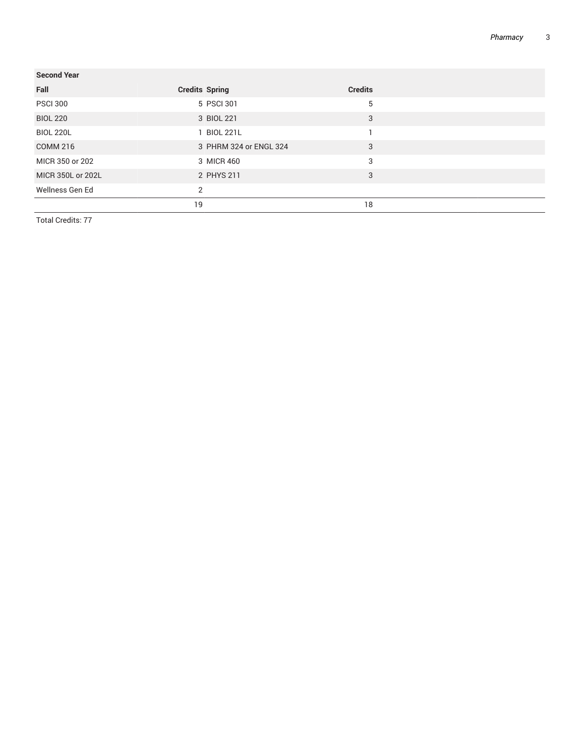| Second Year | | | |
| --- | --- | --- | --- |
| Fall | Credits | Spring | Credits |
| PSCI 300 | 5 | PSCI 301 | 5 |
| BIOL 220 | 3 | BIOL 221 | 3 |
| BIOL 220L | 1 | BIOL 221L | 1 |
| COMM 216 | 3 | PHRM 324 or ENGL 324 | 3 |
| MICR 350 or 202 | 3 | MICR 460 | 3 |
| MICR 350L or 202L | 2 | PHYS 211 | 3 |
| Wellness Gen Ed | 2 | | |
| | 19 | | 18 |

Total Credits: 77